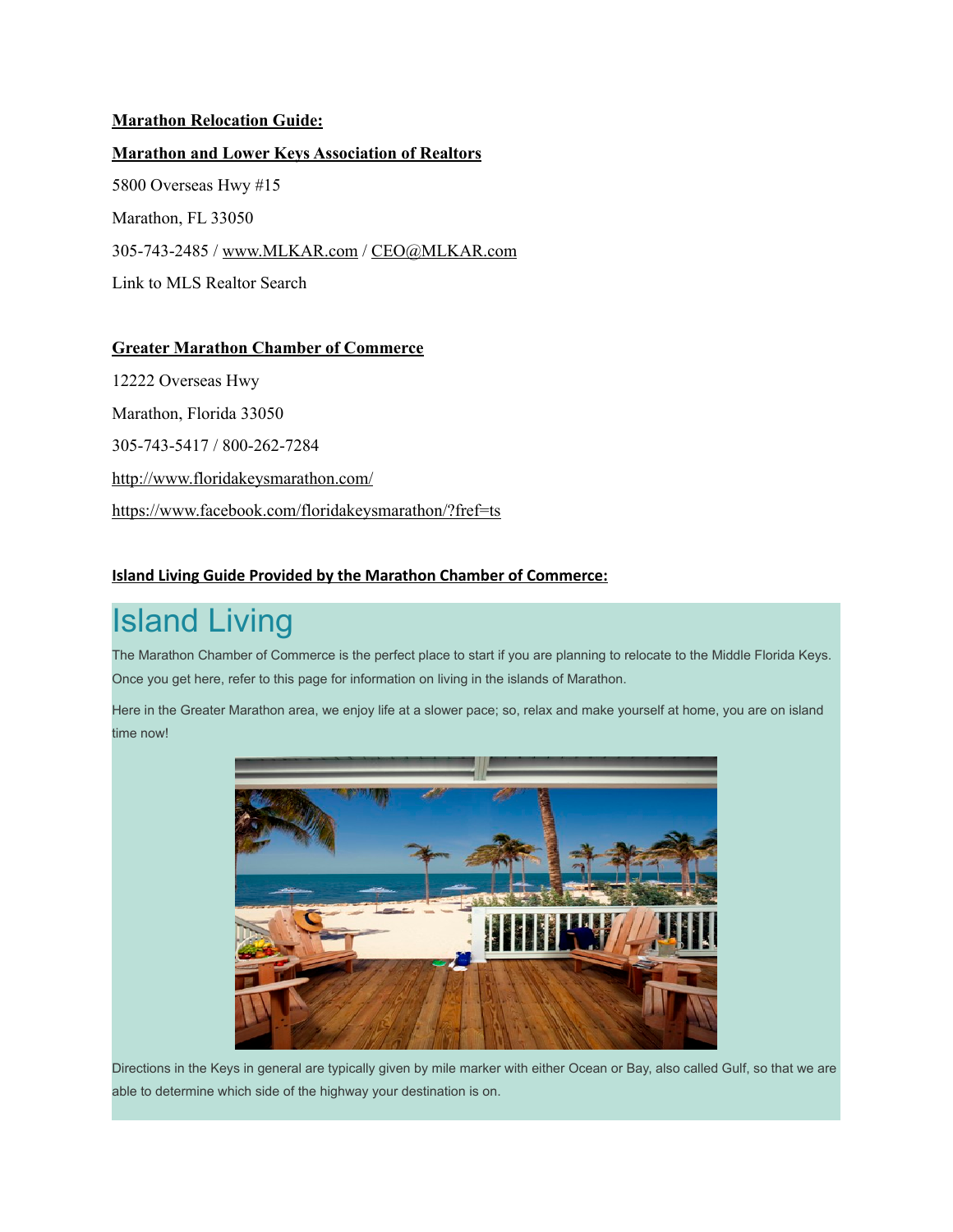**Marathon Relocation Guide:**

**Marathon and Lower Keys Association of Realtors**

5800 Overseas Hwy #15

Marathon, FL 33050

305-743-2485 / www.MLKAR.com / CEO@MLKAR.com

Link to MLS Realtor Search

**Greater Marathon Chamber of Commerce**

12222 Overseas Hwy

Marathon, Florida 33050

305-743-5417 / 800-262-7284

http://www.floridakeysmarathon.com/

https://www.facebook.com/floridakeysmarathon/?fref=ts

**Island Living Guide Provided by the Marathon Chamber of Commerce:**

# Island Living

The Marathon Chamber of Commerce is the perfect place to start if you are planning to relocate to the Middle Florida Keys. Once you get here, refer to this page for information on living in the islands of Marathon.

Here in the Greater Marathon area, we enjoy life at a slower pace; so, relax and make yourself at home, you are on island time now!

Directions in the Keys in general are typically given by mile marker with either Ocean or Bay, also called Gulf, so that we are able to determine which side of the highway your destination is on.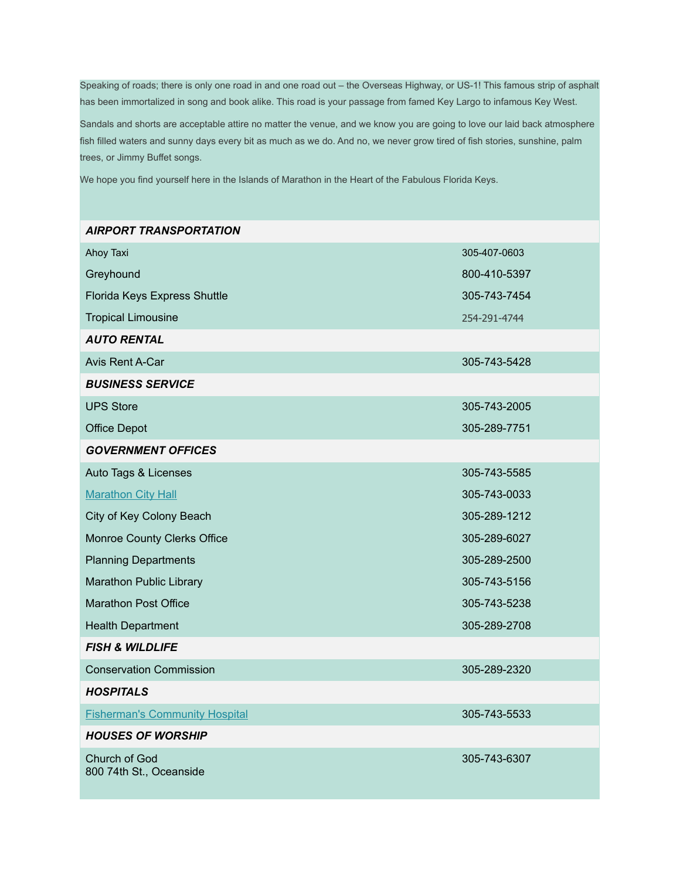Speaking of roads; there is only one road in and one road out – the Overseas Highway, or US-1! This famous strip of asphalt has been immortalized in song and book alike. This road is your passage from famed Key Largo to infamous Key West.

Sandals and shorts are acceptable attire no matter the venue, and we know you are going to love our laid back atmosphere fish filled waters and sunny days every bit as much as we do. And no, we never grow tired of fish stories, sunshine, palm trees, or Jimmy Buffet songs.

We hope you find yourself here in the Islands of Marathon in the Heart of the Fabulous Florida Keys.

| | |
|---|---|
| ***AIRPORT TRANSPORTATION*** | |
| Ahoy Taxi | 305-407-0603 |
| Greyhound | 800-410-5397 |
| Florida Keys Express Shuttle | 305-743-7454 |
| Tropical Limousine | 254-291-4744 |
| ***AUTO RENTAL*** | |
| Avis Rent A-Car | 305-743-5428 |
| ***BUSINESS SERVICE*** | |
| UPS Store | 305-743-2005 |
| Office Depot | 305-289-7751 |
| ***GOVERNMENT OFFICES*** | |
| Auto Tags & Licenses | 305-743-5585 |
| Marathon City Hall | 305-743-0033 |
| City of Key Colony Beach | 305-289-1212 |
| Monroe County Clerks Office | 305-289-6027 |
| Planning Departments | 305-289-2500 |
| Marathon Public Library | 305-743-5156 |
| Marathon Post Office | 305-743-5238 |
| Health Department | 305-289-2708 |
| ***FISH & WILDLIFE*** | |
| Conservation Commission | 305-289-2320 |
| ***HOSPITALS*** | |
| Fisherman's Community Hospital | 305-743-5533 |
| ***HOUSES OF WORSHIP*** | |
| Church of God<br>800 74th St., Oceanside | 305-743-6307 |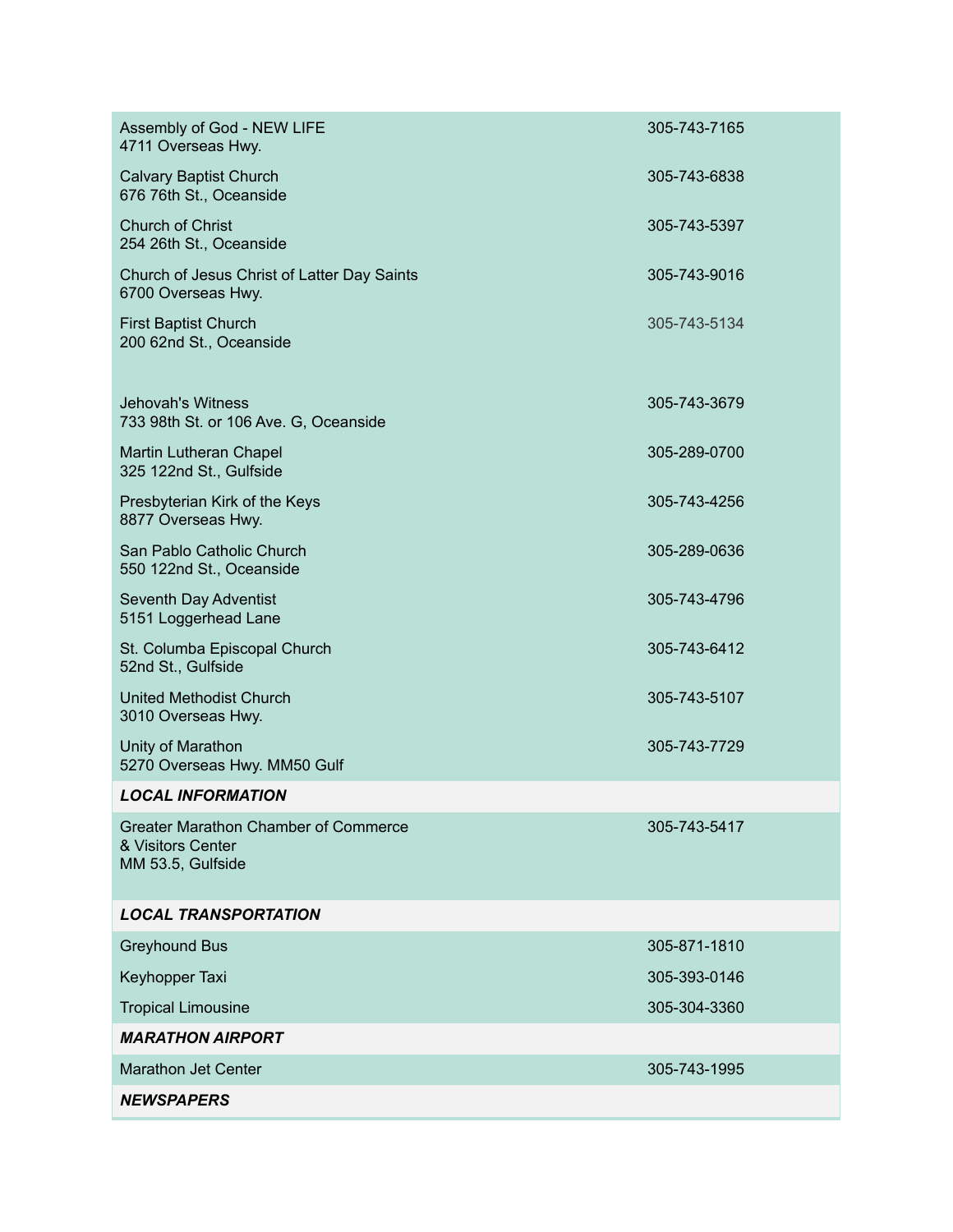| | |
|---|---|
| Assembly of God - NEW LIFE<br>4711 Overseas Hwy. | 305-743-7165 |
| Calvary Baptist Church<br>676 76th St., Oceanside | 305-743-6838 |
| Church of Christ<br>254 26th St., Oceanside | 305-743-5397 |
| Church of Jesus Christ of Latter Day Saints<br>6700 Overseas Hwy. | 305-743-9016 |
| First Baptist Church<br>200 62nd St., Oceanside | 305-743-5134 |
| Jehovah's Witness<br>733 98th St. or 106 Ave. G, Oceanside | 305-743-3679 |
| Martin Lutheran Chapel<br>325 122nd St., Gulfside | 305-289-0700 |
| Presbyterian Kirk of the Keys<br>8877 Overseas Hwy. | 305-743-4256 |
| San Pablo Catholic Church<br>550 122nd St., Oceanside | 305-289-0636 |
| Seventh Day Adventist<br>5151 Loggerhead Lane | 305-743-4796 |
| St. Columba Episcopal Church<br>52nd St., Gulfside | 305-743-6412 |
| United Methodist Church<br>3010 Overseas Hwy. | 305-743-5107 |
| Unity of Marathon<br>5270 Overseas Hwy. MM50 Gulf | 305-743-7729 |
| ***LOCAL INFORMATION*** | |
| Greater Marathon Chamber of Commerce<br>& Visitors Center<br>MM 53.5, Gulfside | 305-743-5417 |
| ***LOCAL TRANSPORTATION*** | |
| Greyhound Bus | 305-871-1810 |
| Keyhopper Taxi | 305-393-0146 |
| Tropical Limousine | 305-304-3360 |
| ***MARATHON AIRPORT*** | |
| Marathon Jet Center | 305-743-1995 |
| ***NEWSPAPERS*** | |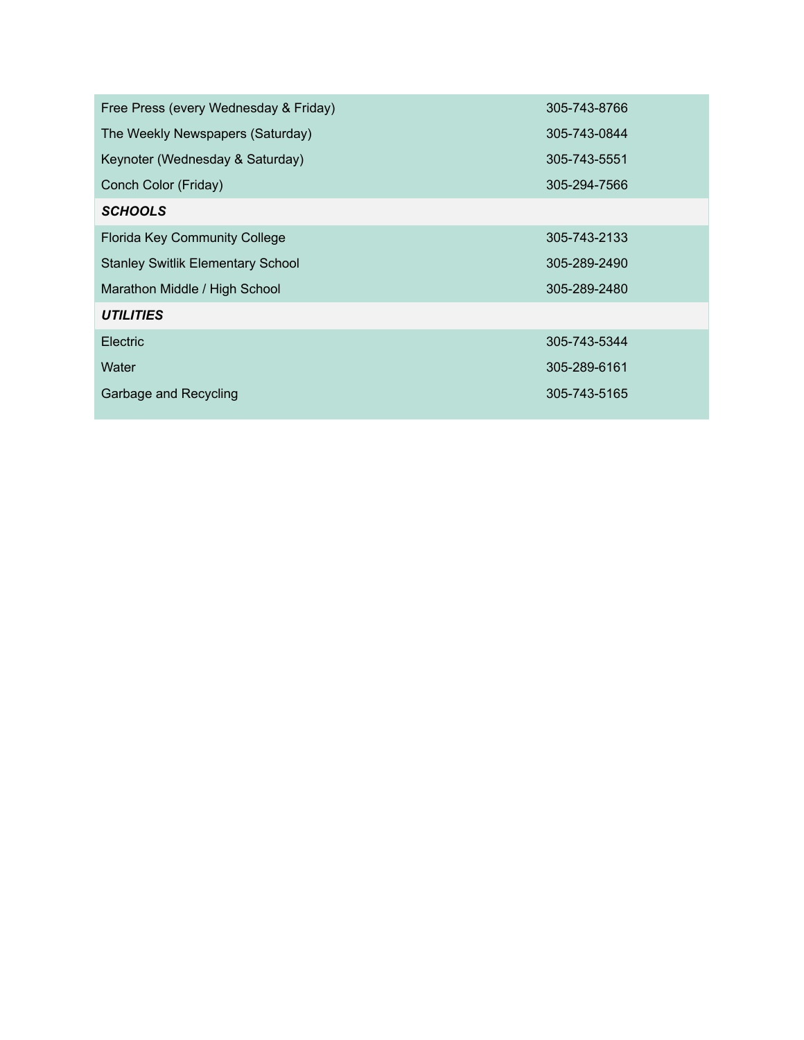| | |
|---|---|
| Free Press (every Wednesday & Friday) | 305-743-8766 |
| The Weekly Newspapers (Saturday) | 305-743-0844 |
| Keynoter (Wednesday & Saturday) | 305-743-5551 |
| Conch Color (Friday) | 305-294-7566 |
| ***SCHOOLS*** | |
| Florida Key Community College | 305-743-2133 |
| Stanley Switlik Elementary School | 305-289-2490 |
| Marathon Middle / High School | 305-289-2480 |
| ***UTILITIES*** | |
| Electric | 305-743-5344 |
| Water | 305-289-6161 |
| Garbage and Recycling | 305-743-5165 |